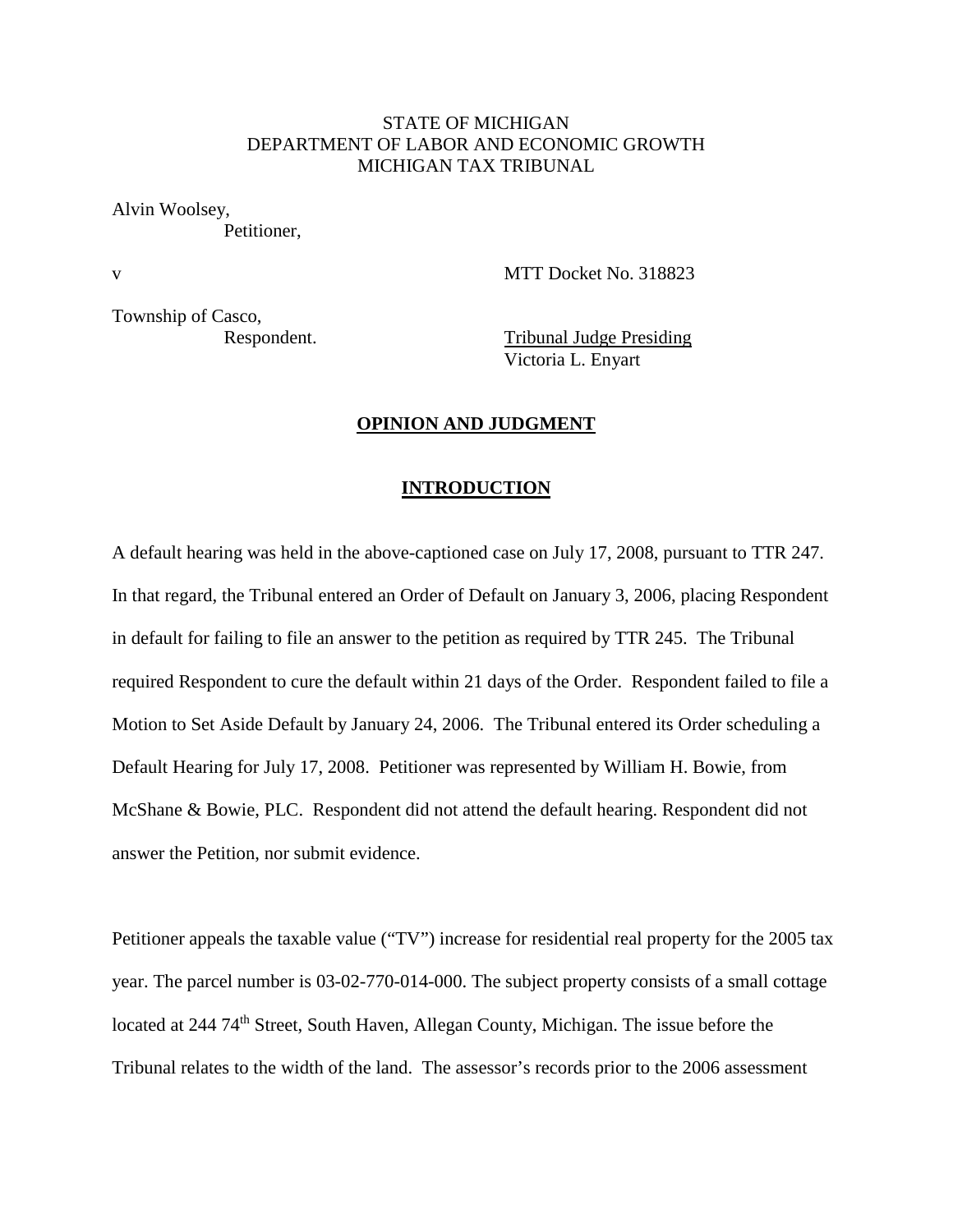STATE OF MICHIGAN
DEPARTMENT OF LABOR AND ECONOMIC GROWTH
MICHIGAN TAX TRIBUNAL

Alvin Woolsey,
Petitioner,

v MTT Docket No. 318823

Township of Casco,
Respondent.

Tribunal Judge Presiding
Victoria L. Enyart

## OPINION AND JUDGMENT

## INTRODUCTION

A default hearing was held in the above-captioned case on July 17, 2008, pursuant to TTR 247. In that regard, the Tribunal entered an Order of Default on January 3, 2006, placing Respondent in default for failing to file an answer to the petition as required by TTR 245. The Tribunal required Respondent to cure the default within 21 days of the Order. Respondent failed to file a Motion to Set Aside Default by January 24, 2006. The Tribunal entered its Order scheduling a Default Hearing for July 17, 2008. Petitioner was represented by William H. Bowie, from McShane & Bowie, PLC. Respondent did not attend the default hearing. Respondent did not answer the Petition, nor submit evidence.

Petitioner appeals the taxable value ("TV") increase for residential real property for the 2005 tax year. The parcel number is 03-02-770-014-000. The subject property consists of a small cottage located at 244 74th Street, South Haven, Allegan County, Michigan. The issue before the Tribunal relates to the width of the land. The assessor's records prior to the 2006 assessment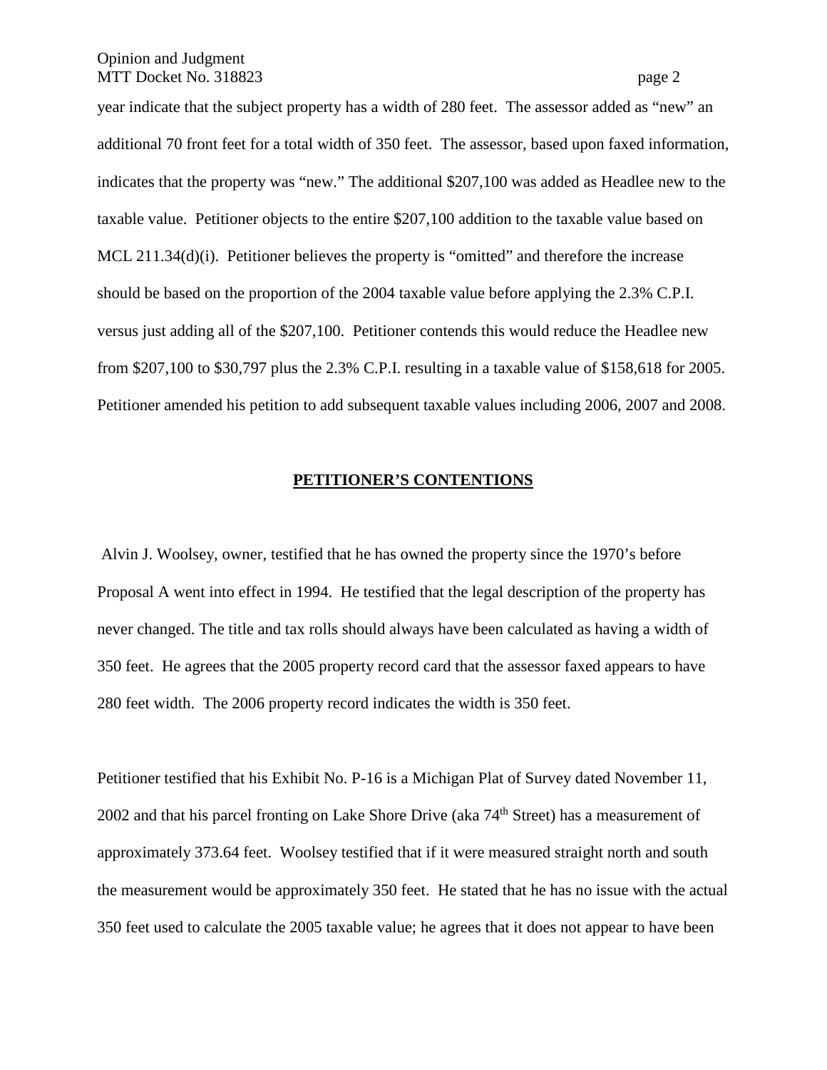year indicate that the subject property has a width of 280 feet. The assessor added as "new" an additional 70 front feet for a total width of 350 feet. The assessor, based upon faxed information, indicates that the property was "new." The additional $207,100 was added as Headlee new to the taxable value. Petitioner objects to the entire $207,100 addition to the taxable value based on MCL 211.34(d)(i). Petitioner believes the property is "omitted" and therefore the increase should be based on the proportion of the 2004 taxable value before applying the 2.3% C.P.I. versus just adding all of the $207,100. Petitioner contends this would reduce the Headlee new from $207,100 to $30,797 plus the 2.3% C.P.I. resulting in a taxable value of $158,618 for 2005. Petitioner amended his petition to add subsequent taxable values including 2006, 2007 and 2008.

## PETITIONER'S CONTENTIONS

Alvin J. Woolsey, owner, testified that he has owned the property since the 1970's before Proposal A went into effect in 1994. He testified that the legal description of the property has never changed. The title and tax rolls should always have been calculated as having a width of 350 feet. He agrees that the 2005 property record card that the assessor faxed appears to have 280 feet width. The 2006 property record indicates the width is 350 feet.

Petitioner testified that his Exhibit No. P-16 is a Michigan Plat of Survey dated November 11, 2002 and that his parcel fronting on Lake Shore Drive (aka 74th Street) has a measurement of approximately 373.64 feet. Woolsey testified that if it were measured straight north and south the measurement would be approximately 350 feet. He stated that he has no issue with the actual 350 feet used to calculate the 2005 taxable value; he agrees that it does not appear to have been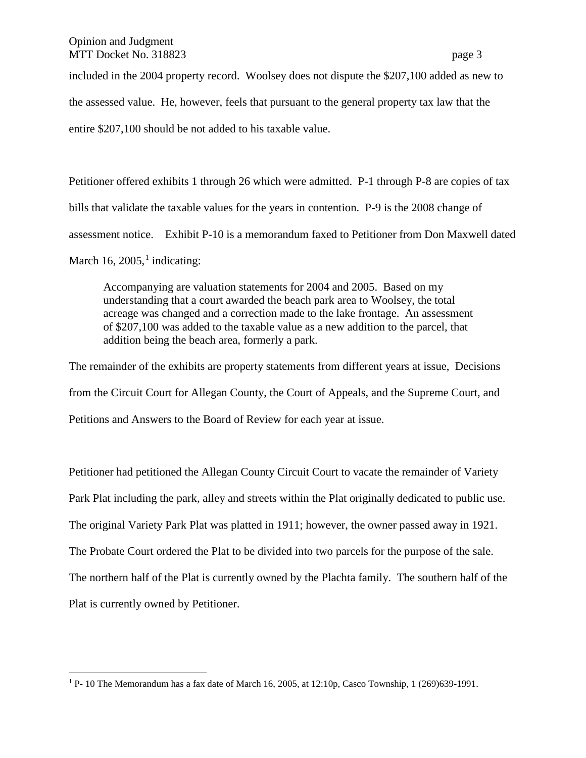included in the 2004 property record. Woolsey does not dispute the $207,100 added as new to the assessed value. He, however, feels that pursuant to the general property tax law that the entire $207,100 should be not added to his taxable value.

Petitioner offered exhibits 1 through 26 which were admitted. P-1 through P-8 are copies of tax bills that validate the taxable values for the years in contention. P-9 is the 2008 change of assessment notice. Exhibit P-10 is a memorandum faxed to Petitioner from Don Maxwell dated March 16, 2005,[1] indicating:

> Accompanying are valuation statements for 2004 and 2005. Based on my understanding that a court awarded the beach park area to Woolsey, the total acreage was changed and a correction made to the lake frontage. An assessment of $207,100 was added to the taxable value as a new addition to the parcel, that addition being the beach area, formerly a park.

The remainder of the exhibits are property statements from different years at issue, Decisions from the Circuit Court for Allegan County, the Court of Appeals, and the Supreme Court, and Petitions and Answers to the Board of Review for each year at issue.

Petitioner had petitioned the Allegan County Circuit Court to vacate the remainder of Variety Park Plat including the park, alley and streets within the Plat originally dedicated to public use. The original Variety Park Plat was platted in 1911; however, the owner passed away in 1921. The Probate Court ordered the Plat to be divided into two parcels for the purpose of the sale. The northern half of the Plat is currently owned by the Plachta family. The southern half of the Plat is currently owned by Petitioner.

[1] P- 10 The Memorandum has a fax date of March 16, 2005, at 12:10p, Casco Township, 1 (269)639-1991.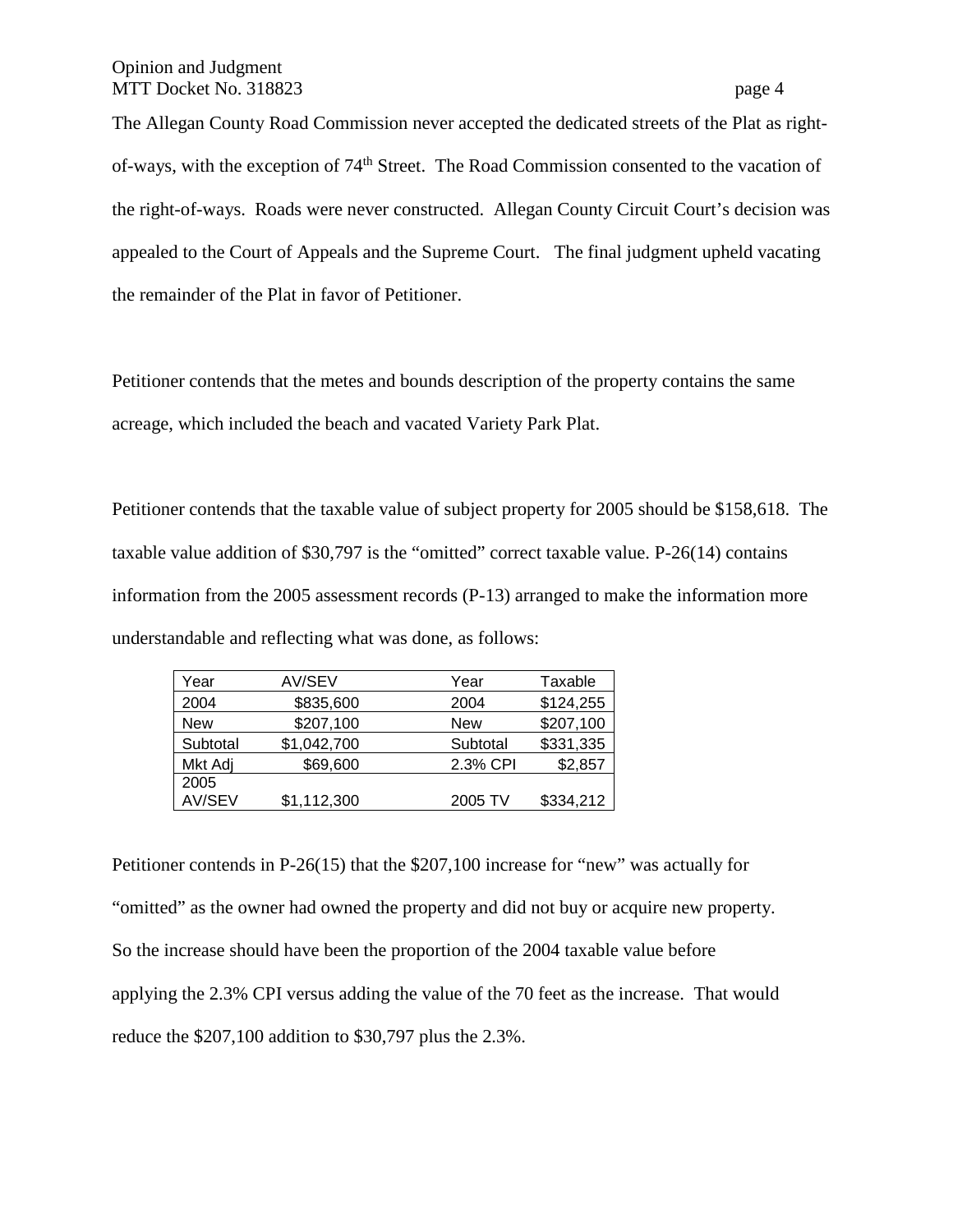The Allegan County Road Commission never accepted the dedicated streets of the Plat as right-of-ways, with the exception of 74th Street. The Road Commission consented to the vacation of the right-of-ways. Roads were never constructed. Allegan County Circuit Court's decision was appealed to the Court of Appeals and the Supreme Court. The final judgment upheld vacating the remainder of the Plat in favor of Petitioner.

Petitioner contends that the metes and bounds description of the property contains the same acreage, which included the beach and vacated Variety Park Plat.

Petitioner contends that the taxable value of subject property for 2005 should be $158,618. The taxable value addition of $30,797 is the "omitted" correct taxable value. P-26(14) contains information from the 2005 assessment records (P-13) arranged to make the information more understandable and reflecting what was done, as follows:

| Year | AV/SEV | Year | Taxable |
|---|---|---|---|
| 2004 | $835,600 | 2004 | $124,255 |
| New | $207,100 | New | $207,100 |
| Subtotal | $1,042,700 | Subtotal | $331,335 |
| Mkt Adj | $69,600 | 2.3% CPI | $2,857 |
| 2005 AV/SEV | $1,112,300 | 2005 TV | $334,212 |

Petitioner contends in P-26(15) that the $207,100 increase for "new" was actually for "omitted" as the owner had owned the property and did not buy or acquire new property. So the increase should have been the proportion of the 2004 taxable value before applying the 2.3% CPI versus adding the value of the 70 feet as the increase. That would reduce the $207,100 addition to $30,797 plus the 2.3%.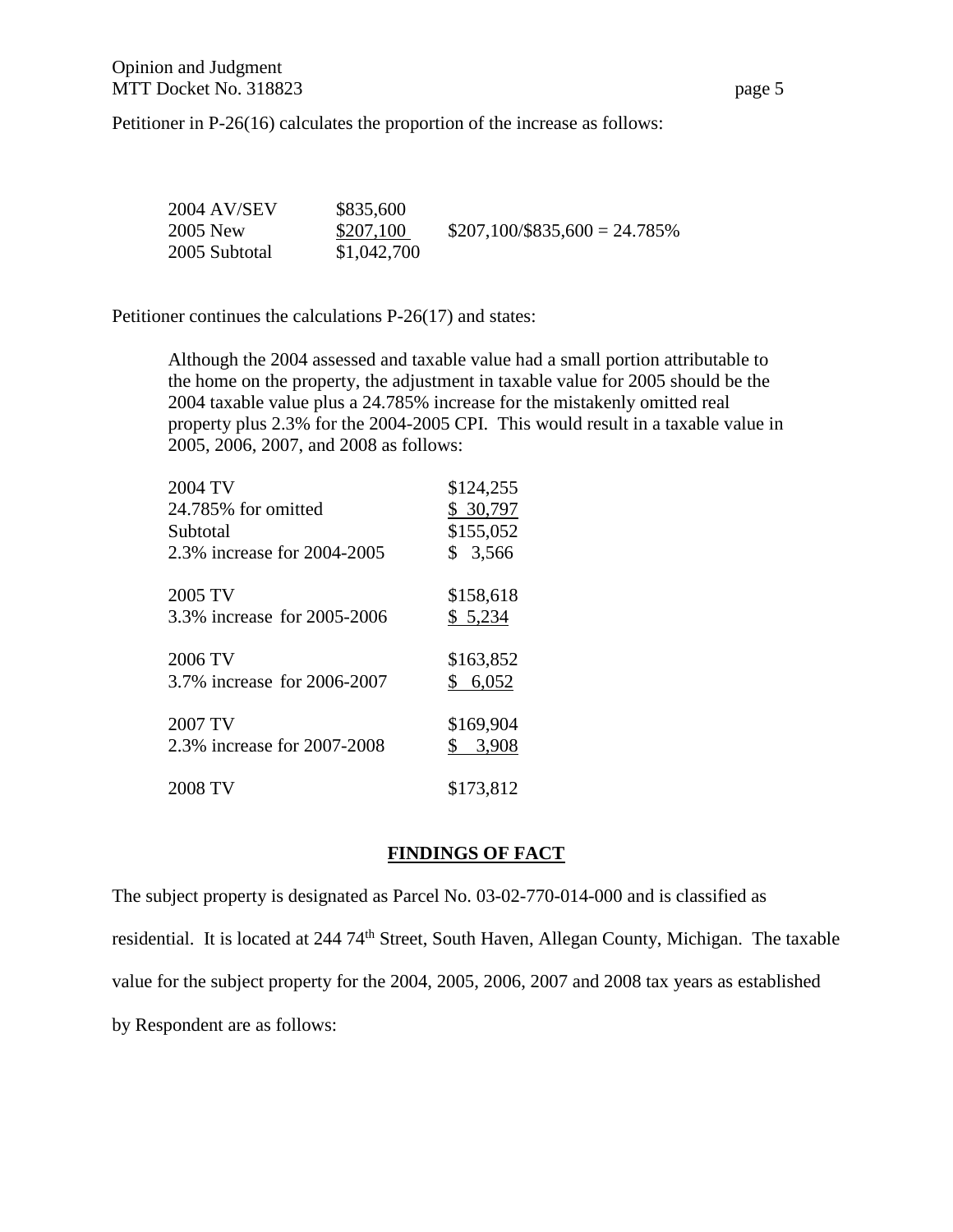Petitioner in P-26(16) calculates the proportion of the increase as follows:

| | | |
|---|---|---|
| 2004 AV/SEV | \$835,600 | |
| 2005 New | \$207,100 | \$207,100/\$835,600 = 24.785% |
| 2005 Subtotal | \$1,042,700 | |

Petitioner continues the calculations P-26(17) and states:

> Although the 2004 assessed and taxable value had a small portion attributable to the home on the property, the adjustment in taxable value for 2005 should be the 2004 taxable value plus a 24.785% increase for the mistakenly omitted real property plus 2.3% for the 2004-2005 CPI. This would result in a taxable value in 2005, 2006, 2007, and 2008 as follows:

| | |
|---|---|
| 2004 TV | \$124,255 |
| 24.785% for omitted | \$ 30,797 |
| Subtotal | \$155,052 |
| 2.3% increase for 2004-2005 | \$ 3,566 |
| 2005 TV | \$158,618 |
| 3.3% increase for 2005-2006 | \$ 5,234 |
| 2006 TV | \$163,852 |
| 3.7% increase for 2006-2007 | \$ 6,052 |
| 2007 TV | \$169,904 |
| 2.3% increase for 2007-2008 | \$ 3,908 |
| 2008 TV | \$173,812 |

## FINDINGS OF FACT

The subject property is designated as Parcel No. 03-02-770-014-000 and is classified as residential. It is located at 244 74th Street, South Haven, Allegan County, Michigan. The taxable value for the subject property for the 2004, 2005, 2006, 2007 and 2008 tax years as established by Respondent are as follows: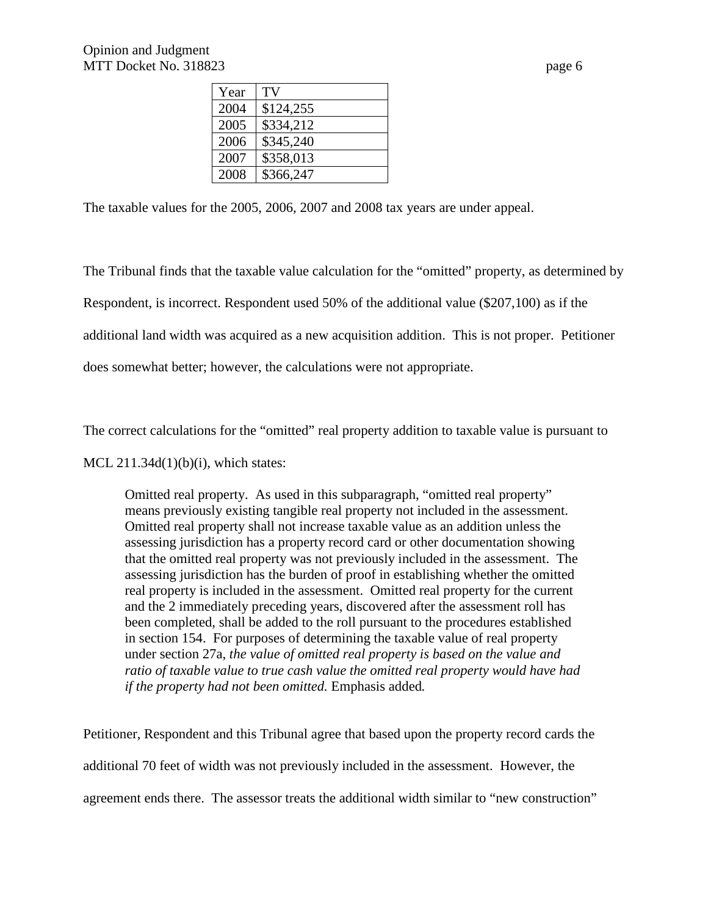| Year | TV |
|---|---|
| 2004 | $124,255 |
| 2005 | $334,212 |
| 2006 | $345,240 |
| 2007 | $358,013 |
| 2008 | $366,247 |

The taxable values for the 2005, 2006, 2007 and 2008 tax years are under appeal.

The Tribunal finds that the taxable value calculation for the "omitted" property, as determined by Respondent, is incorrect. Respondent used 50% of the additional value ($207,100) as if the additional land width was acquired as a new acquisition addition. This is not proper. Petitioner does somewhat better; however, the calculations were not appropriate.

The correct calculations for the "omitted" real property addition to taxable value is pursuant to MCL 211.34d(1)(b)(i), which states:

> Omitted real property. As used in this subparagraph, "omitted real property" means previously existing tangible real property not included in the assessment. Omitted real property shall not increase taxable value as an addition unless the assessing jurisdiction has a property record card or other documentation showing that the omitted real property was not previously included in the assessment. The assessing jurisdiction has the burden of proof in establishing whether the omitted real property is included in the assessment. Omitted real property for the current and the 2 immediately preceding years, discovered after the assessment roll has been completed, shall be added to the roll pursuant to the procedures established in section 154. For purposes of determining the taxable value of real property under section 27a, *the value of omitted real property is based on the value and ratio of taxable value to true cash value the omitted real property would have had if the property had not been omitted.* Emphasis added.

Petitioner, Respondent and this Tribunal agree that based upon the property record cards the additional 70 feet of width was not previously included in the assessment. However, the agreement ends there. The assessor treats the additional width similar to "new construction"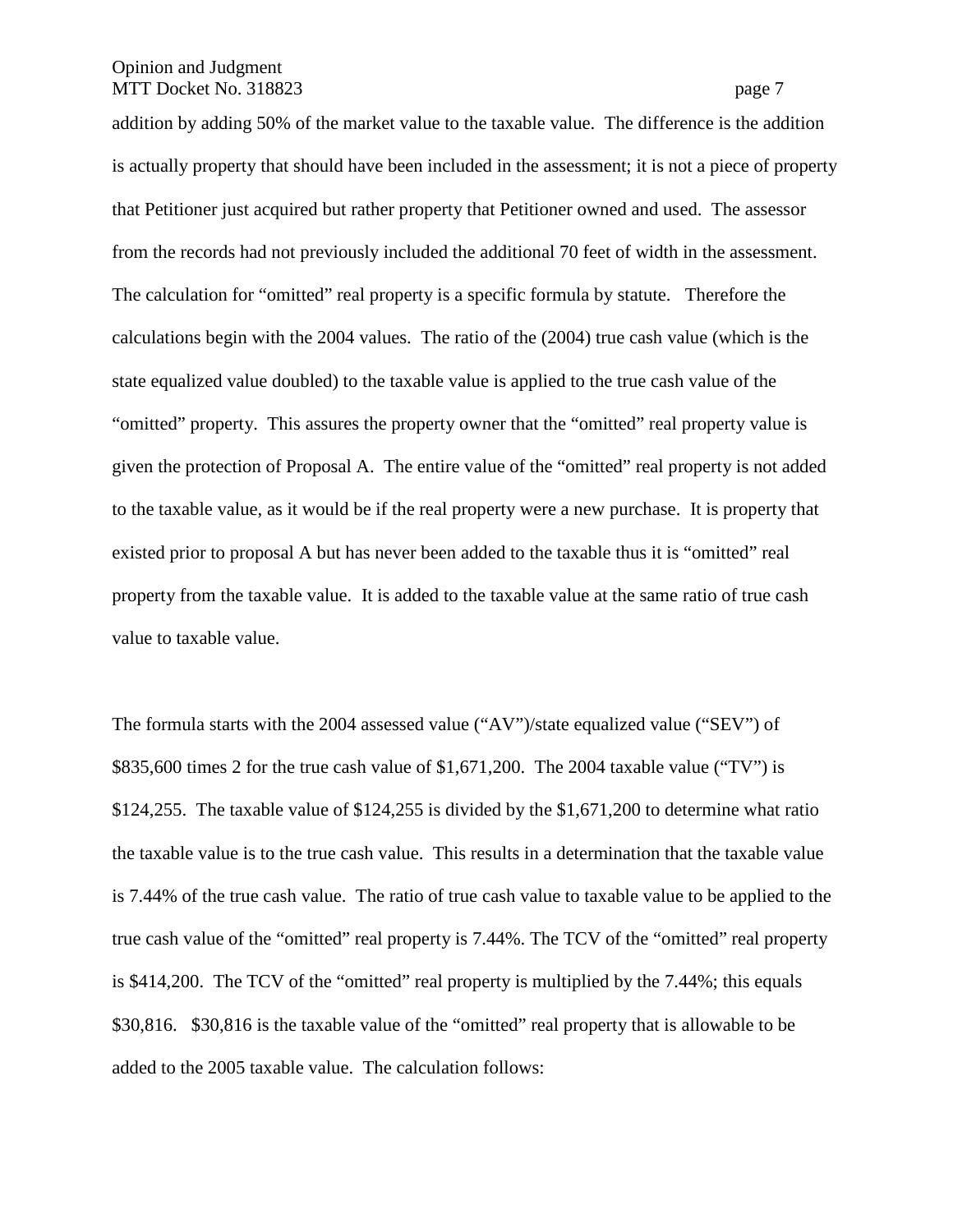addition by adding 50% of the market value to the taxable value. The difference is the addition is actually property that should have been included in the assessment; it is not a piece of property that Petitioner just acquired but rather property that Petitioner owned and used. The assessor from the records had not previously included the additional 70 feet of width in the assessment. The calculation for "omitted" real property is a specific formula by statute. Therefore the calculations begin with the 2004 values. The ratio of the (2004) true cash value (which is the state equalized value doubled) to the taxable value is applied to the true cash value of the "omitted" property. This assures the property owner that the "omitted" real property value is given the protection of Proposal A. The entire value of the "omitted" real property is not added to the taxable value, as it would be if the real property were a new purchase. It is property that existed prior to proposal A but has never been added to the taxable thus it is "omitted" real property from the taxable value. It is added to the taxable value at the same ratio of true cash value to taxable value.

The formula starts with the 2004 assessed value ("AV")/state equalized value ("SEV") of $835,600 times 2 for the true cash value of $1,671,200. The 2004 taxable value ("TV") is $124,255. The taxable value of $124,255 is divided by the $1,671,200 to determine what ratio the taxable value is to the true cash value. This results in a determination that the taxable value is 7.44% of the true cash value. The ratio of true cash value to taxable value to be applied to the true cash value of the "omitted" real property is 7.44%. The TCV of the "omitted" real property is $414,200. The TCV of the "omitted" real property is multiplied by the 7.44%; this equals $30,816. $30,816 is the taxable value of the "omitted" real property that is allowable to be added to the 2005 taxable value. The calculation follows: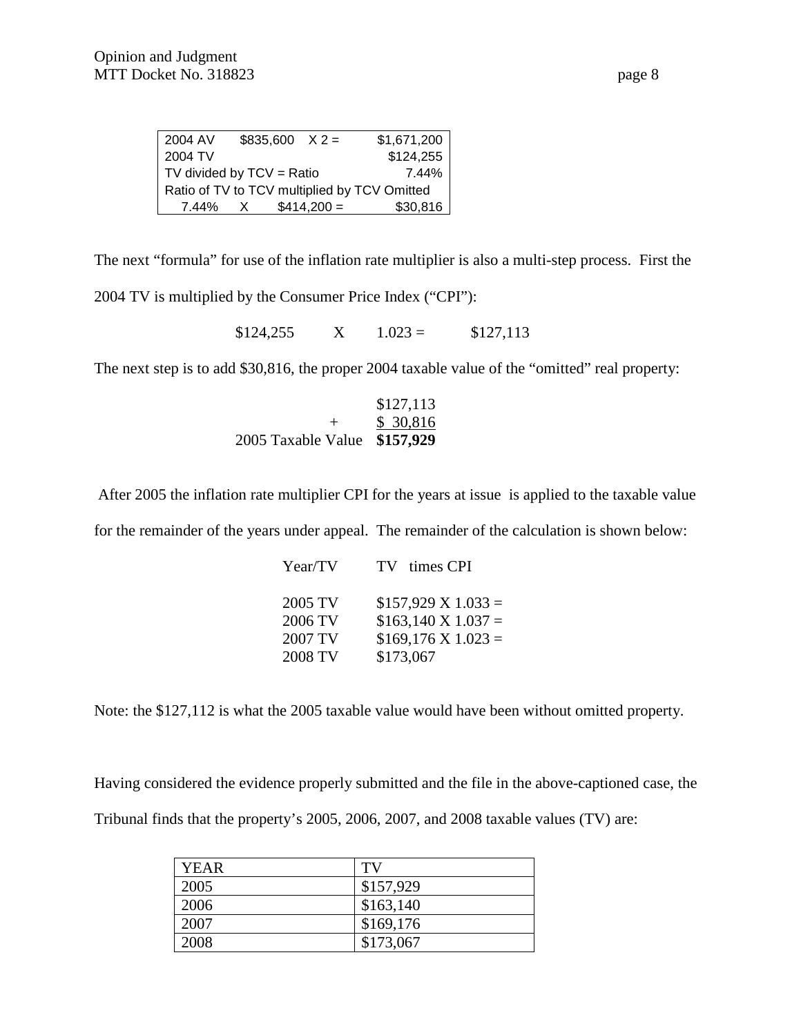| 2004 AV | \$835,600 X 2 = | \$1,671,200 |
|---|---|---|
| 2004 TV | | \$124,255 |
| TV divided by TCV = Ratio | | 7.44% |
| Ratio of TV to TCV multiplied by TCV Omitted | | |
| 7.44% X | \$414,200 = | \$30,816 |

The next "formula" for use of the inflation rate multiplier is also a multi-step process. First the 2004 TV is multiplied by the Consumer Price Index ("CPI"):

\$124,255 X 1.023 = \$127,113

The next step is to add \$30,816, the proper 2004 taxable value of the "omitted" real property:

| | |
|---|---|
| | \$127,113 |
| + | \$ 30,816 |
| 2005 Taxable Value | **\$157,929** |

After 2005 the inflation rate multiplier CPI for the years at issue is applied to the taxable value for the remainder of the years under appeal. The remainder of the calculation is shown below:

| Year/TV | TV times CPI |
|---|---|
| 2005 TV | \$157,929 X 1.033 = |
| 2006 TV | \$163,140 X 1.037 = |
| 2007 TV | \$169,176 X 1.023 = |
| 2008 TV | \$173,067 |

Note: the \$127,112 is what the 2005 taxable value would have been without omitted property.

Having considered the evidence properly submitted and the file in the above-captioned case, the Tribunal finds that the property's 2005, 2006, 2007, and 2008 taxable values (TV) are:

| YEAR | TV |
|---|---|
| 2005 | \$157,929 |
| 2006 | \$163,140 |
| 2007 | \$169,176 |
| 2008 | \$173,067 |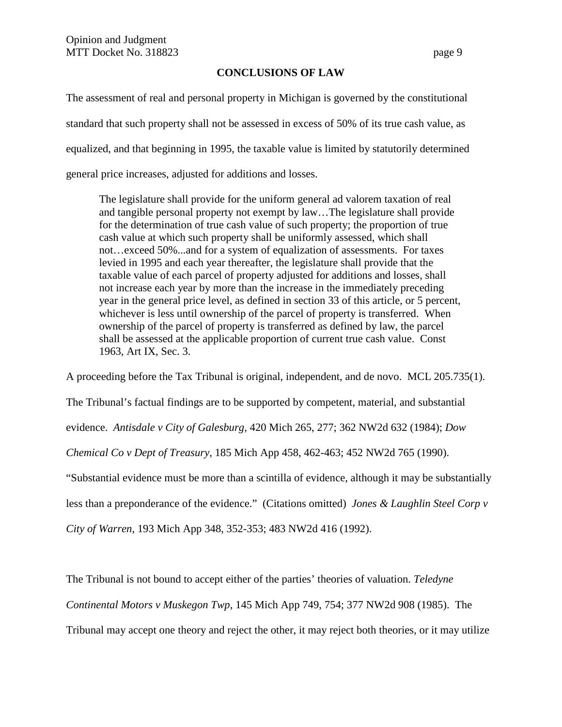## CONCLUSIONS OF LAW

The assessment of real and personal property in Michigan is governed by the constitutional standard that such property shall not be assessed in excess of 50% of its true cash value, as equalized, and that beginning in 1995, the taxable value is limited by statutorily determined general price increases, adjusted for additions and losses.

> The legislature shall provide for the uniform general ad valorem taxation of real and tangible personal property not exempt by law…The legislature shall provide for the determination of true cash value of such property; the proportion of true cash value at which such property shall be uniformly assessed, which shall not…exceed 50%...and for a system of equalization of assessments. For taxes levied in 1995 and each year thereafter, the legislature shall provide that the taxable value of each parcel of property adjusted for additions and losses, shall not increase each year by more than the increase in the immediately preceding year in the general price level, as defined in section 33 of this article, or 5 percent, whichever is less until ownership of the parcel of property is transferred. When ownership of the parcel of property is transferred as defined by law, the parcel shall be assessed at the applicable proportion of current true cash value. Const 1963, Art IX, Sec. 3.

A proceeding before the Tax Tribunal is original, independent, and de novo. MCL 205.735(1). The Tribunal's factual findings are to be supported by competent, material, and substantial evidence. *Antisdale v City of Galesburg*, 420 Mich 265, 277; 362 NW2d 632 (1984); *Dow Chemical Co v Dept of Treasury*, 185 Mich App 458, 462-463; 452 NW2d 765 (1990). "Substantial evidence must be more than a scintilla of evidence, although it may be substantially less than a preponderance of the evidence." (Citations omitted) *Jones & Laughlin Steel Corp v City of Warren*, 193 Mich App 348, 352-353; 483 NW2d 416 (1992).

The Tribunal is not bound to accept either of the parties' theories of valuation. *Teledyne Continental Motors v Muskegon Twp*, 145 Mich App 749, 754; 377 NW2d 908 (1985). The Tribunal may accept one theory and reject the other, it may reject both theories, or it may utilize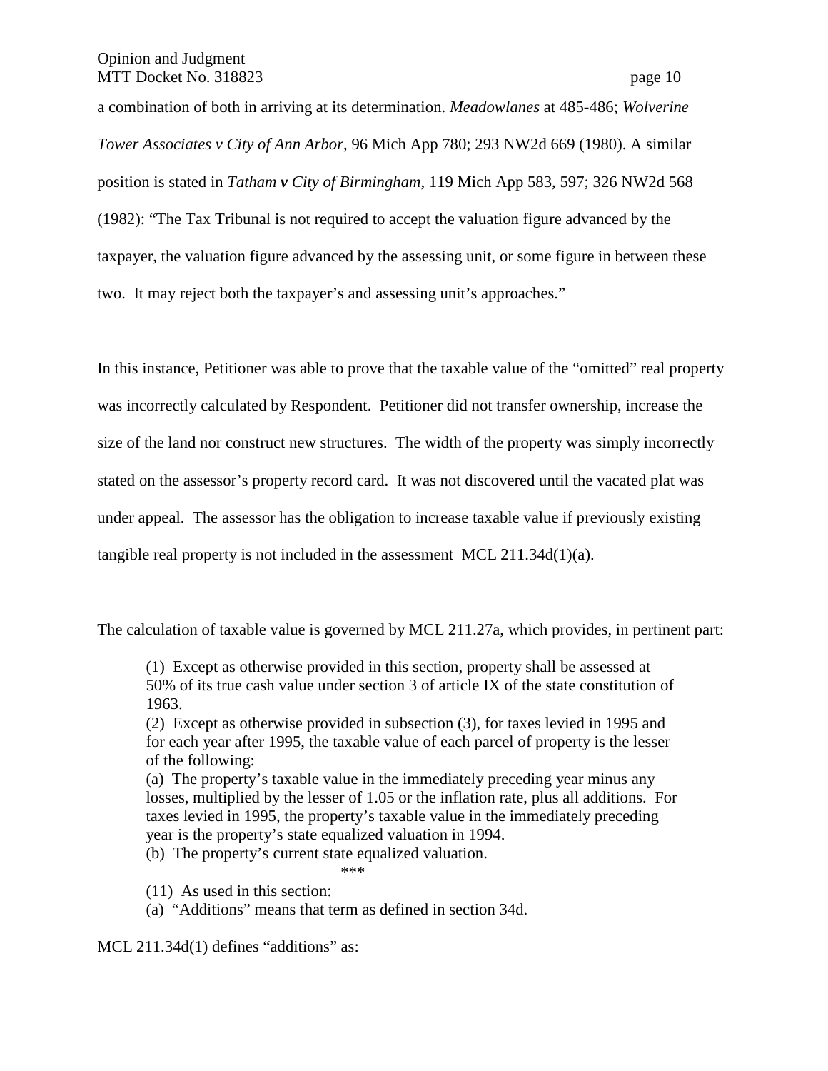a combination of both in arriving at its determination. *Meadowlanes* at 485-486; *Wolverine Tower Associates v City of Ann Arbor*, 96 Mich App 780; 293 NW2d 669 (1980). A similar position is stated in *Tatham* ***v*** *City of Birmingham*, 119 Mich App 583, 597; 326 NW2d 568 (1982): "The Tax Tribunal is not required to accept the valuation figure advanced by the taxpayer, the valuation figure advanced by the assessing unit, or some figure in between these two. It may reject both the taxpayer's and assessing unit's approaches."

In this instance, Petitioner was able to prove that the taxable value of the "omitted" real property was incorrectly calculated by Respondent. Petitioner did not transfer ownership, increase the size of the land nor construct new structures. The width of the property was simply incorrectly stated on the assessor's property record card. It was not discovered until the vacated plat was under appeal. The assessor has the obligation to increase taxable value if previously existing tangible real property is not included in the assessment MCL 211.34d(1)(a).

The calculation of taxable value is governed by MCL 211.27a, which provides, in pertinent part:

> (1) Except as otherwise provided in this section, property shall be assessed at 50% of its true cash value under section 3 of article IX of the state constitution of 1963.
> (2) Except as otherwise provided in subsection (3), for taxes levied in 1995 and for each year after 1995, the taxable value of each parcel of property is the lesser of the following:
> (a) The property's taxable value in the immediately preceding year minus any losses, multiplied by the lesser of 1.05 or the inflation rate, plus all additions. For taxes levied in 1995, the property's taxable value in the immediately preceding year is the property's state equalized valuation in 1994.
> (b) The property's current state equalized valuation.
>
> \*\*\*
>
> (11) As used in this section:
> (a) "Additions" means that term as defined in section 34d.

MCL 211.34d(1) defines "additions" as: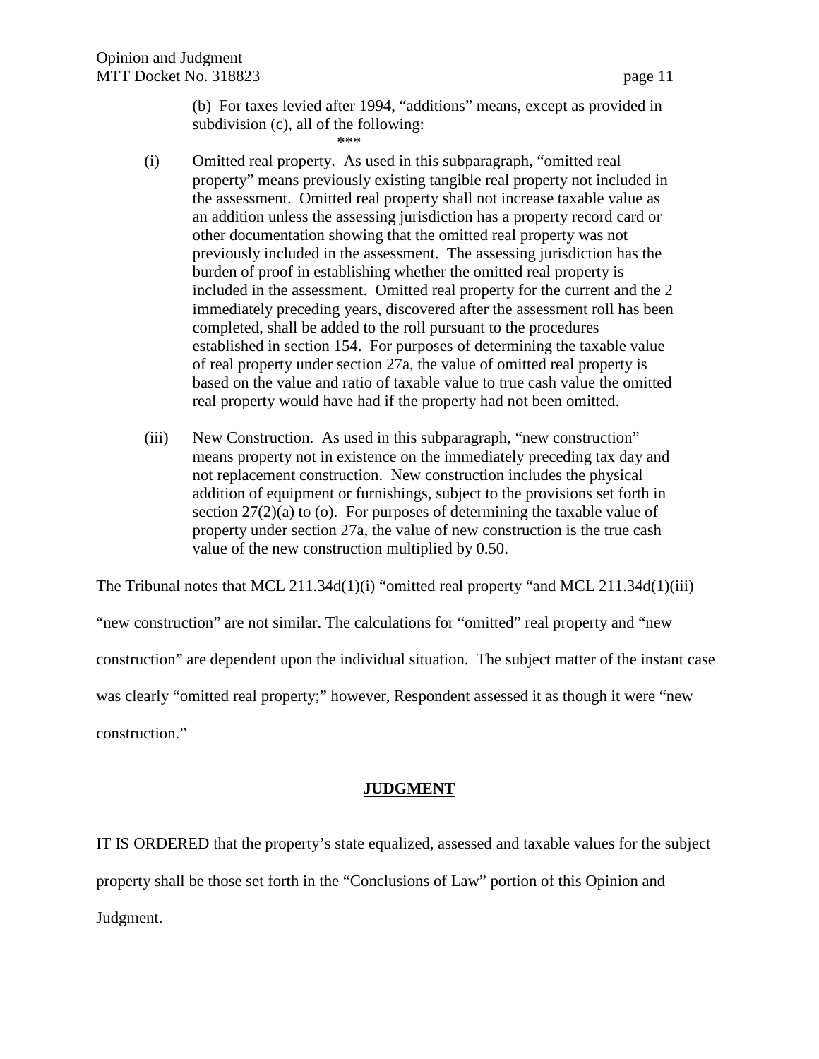(b) For taxes levied after 1994, "additions" means, except as provided in subdivision (c), all of the following:

\*\*\*

(i) Omitted real property. As used in this subparagraph, "omitted real property" means previously existing tangible real property not included in the assessment. Omitted real property shall not increase taxable value as an addition unless the assessing jurisdiction has a property record card or other documentation showing that the omitted real property was not previously included in the assessment. The assessing jurisdiction has the burden of proof in establishing whether the omitted real property is included in the assessment. Omitted real property for the current and the 2 immediately preceding years, discovered after the assessment roll has been completed, shall be added to the roll pursuant to the procedures established in section 154. For purposes of determining the taxable value of real property under section 27a, the value of omitted real property is based on the value and ratio of taxable value to true cash value the omitted real property would have had if the property had not been omitted.

(iii) New Construction. As used in this subparagraph, "new construction" means property not in existence on the immediately preceding tax day and not replacement construction. New construction includes the physical addition of equipment or furnishings, subject to the provisions set forth in section 27(2)(a) to (o). For purposes of determining the taxable value of property under section 27a, the value of new construction is the true cash value of the new construction multiplied by 0.50.

The Tribunal notes that MCL 211.34d(1)(i) "omitted real property "and MCL 211.34d(1)(iii) "new construction" are not similar. The calculations for "omitted" real property and "new construction" are dependent upon the individual situation. The subject matter of the instant case was clearly "omitted real property;" however, Respondent assessed it as though it were "new construction."

## JUDGMENT

IT IS ORDERED that the property's state equalized, assessed and taxable values for the subject property shall be those set forth in the "Conclusions of Law" portion of this Opinion and Judgment.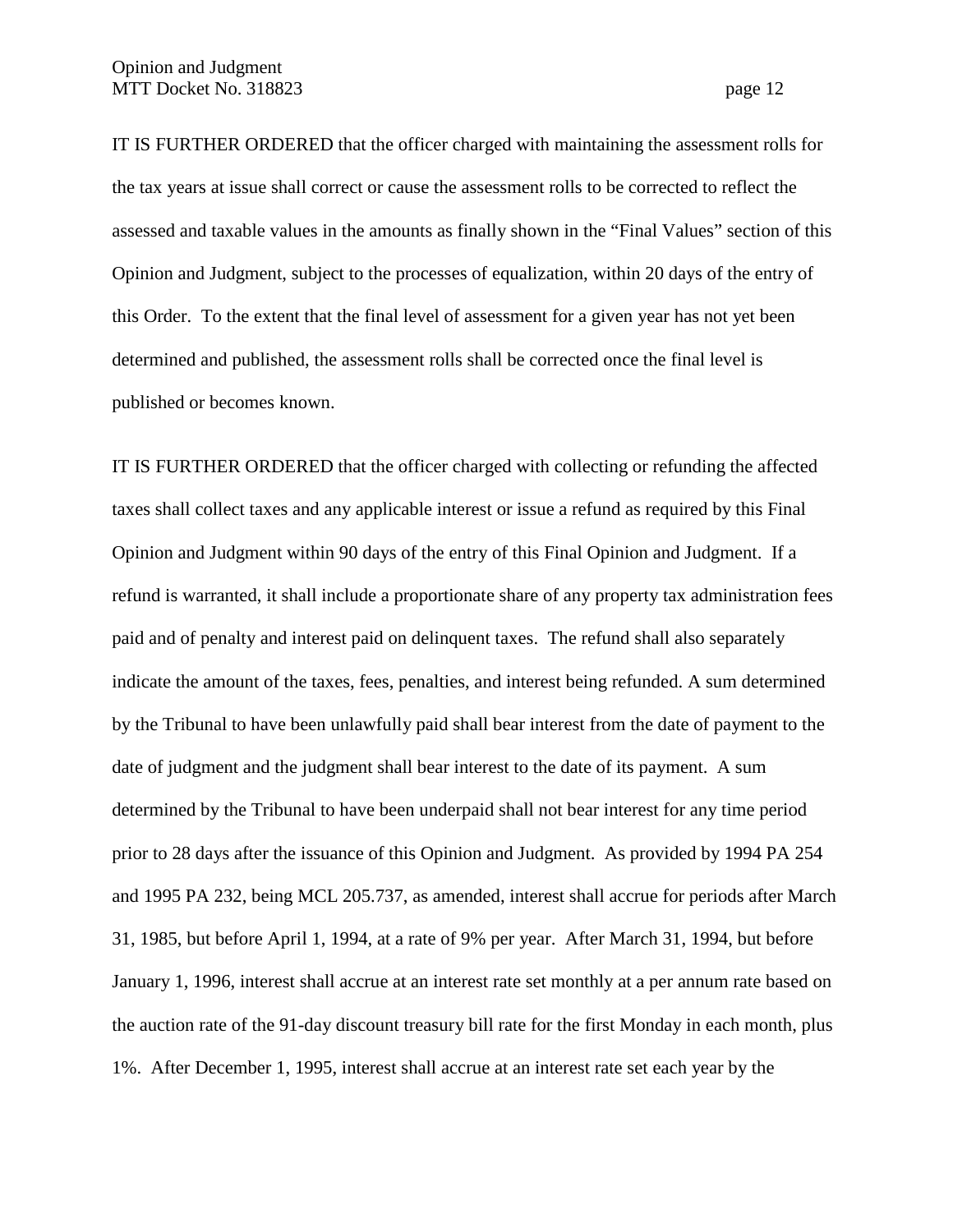IT IS FURTHER ORDERED that the officer charged with maintaining the assessment rolls for the tax years at issue shall correct or cause the assessment rolls to be corrected to reflect the assessed and taxable values in the amounts as finally shown in the "Final Values" section of this Opinion and Judgment, subject to the processes of equalization, within 20 days of the entry of this Order. To the extent that the final level of assessment for a given year has not yet been determined and published, the assessment rolls shall be corrected once the final level is published or becomes known.

IT IS FURTHER ORDERED that the officer charged with collecting or refunding the affected taxes shall collect taxes and any applicable interest or issue a refund as required by this Final Opinion and Judgment within 90 days of the entry of this Final Opinion and Judgment. If a refund is warranted, it shall include a proportionate share of any property tax administration fees paid and of penalty and interest paid on delinquent taxes. The refund shall also separately indicate the amount of the taxes, fees, penalties, and interest being refunded. A sum determined by the Tribunal to have been unlawfully paid shall bear interest from the date of payment to the date of judgment and the judgment shall bear interest to the date of its payment. A sum determined by the Tribunal to have been underpaid shall not bear interest for any time period prior to 28 days after the issuance of this Opinion and Judgment. As provided by 1994 PA 254 and 1995 PA 232, being MCL 205.737, as amended, interest shall accrue for periods after March 31, 1985, but before April 1, 1994, at a rate of 9% per year. After March 31, 1994, but before January 1, 1996, interest shall accrue at an interest rate set monthly at a per annum rate based on the auction rate of the 91-day discount treasury bill rate for the first Monday in each month, plus 1%. After December 1, 1995, interest shall accrue at an interest rate set each year by the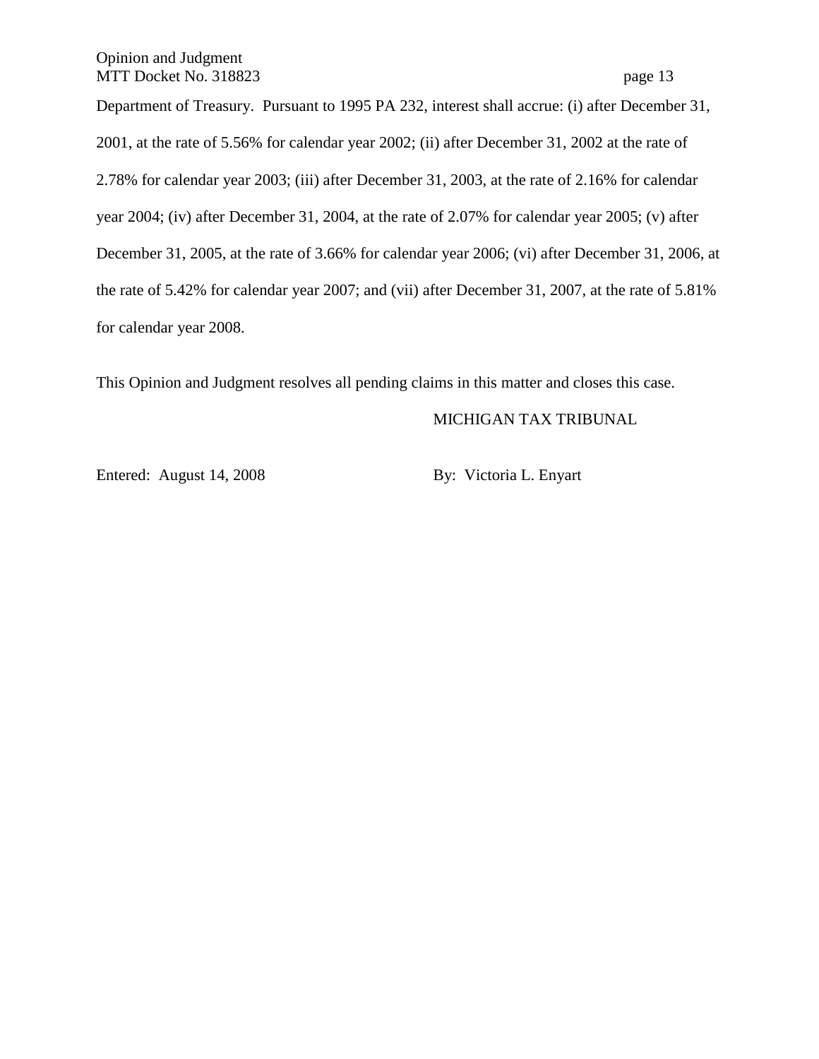Department of Treasury. Pursuant to 1995 PA 232, interest shall accrue: (i) after December 31, 2001, at the rate of 5.56% for calendar year 2002; (ii) after December 31, 2002 at the rate of 2.78% for calendar year 2003; (iii) after December 31, 2003, at the rate of 2.16% for calendar year 2004; (iv) after December 31, 2004, at the rate of 2.07% for calendar year 2005; (v) after December 31, 2005, at the rate of 3.66% for calendar year 2006; (vi) after December 31, 2006, at the rate of 5.42% for calendar year 2007; and (vii) after December 31, 2007, at the rate of 5.81% for calendar year 2008.

This Opinion and Judgment resolves all pending claims in this matter and closes this case.

MICHIGAN TAX TRIBUNAL

Entered: August 14, 2008

By: Victoria L. Enyart